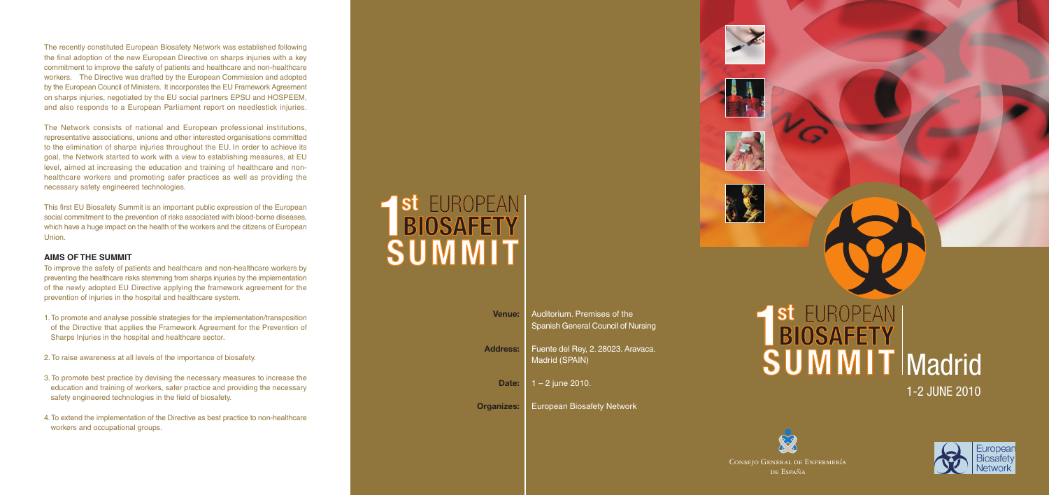The recently constituted European Biosafety Network was established following the final adoption of the new European Directive on sharps injuries with a key commitment to improve the safety of patients and healthcare and non-healthcare workers. The Directive was drafted by the European Commission and adopted by the European Council of Ministers. It incorporates the EU Framework Agreement on sharps injuries, negotiated by the EU social partners EPSU and HOSPEEM, and also responds to a European Parliament report on needlestick injuries.

The Network consists of national and European professional institutions, representative associations, unions and other interested organisations committed to the elimination of sharps injuries throughout the EU. In order to achieve its goal, the Network started to work with a view to establishing measures, at EU level, aimed at increasing the education and training of healthcare and non-healthcare workers and promoting safer practices as well as providing the necessary safety engineered technologies.

This first EU Biosafety Summit is an important public expression of the European social commitment to the prevention of risks associated with blood-borne diseases, which have a huge impact on the health of the workers and the citizens of European Union.

## AIMS OF THE SUMMIT

To improve the safety of patients and healthcare and non-healthcare workers by preventing the healthcare risks stemming from sharps injuries by the implementation of the newly adopted EU Directive applying the framework agreement for the prevention of injuries in the hospital and healthcare system.

1. To promote and analyse possible strategies for the implementation/transposition of the Directive that applies the Framework Agreement for the Prevention of Sharps Injuries in the hospital and healthcare sector.
2. To raise awareness at all levels of the importance of biosafety.
3. To promote best practice by devising the necessary measures to increase the education and training of workers, safer practice and providing the necessary safety engineered technologies in the field of biosafety.
4. To extend the implementation of the Directive as best practice to non-healthcare workers and occupational groups.

# 1st EUROPEAN BIOSAFETY SUMMIT

| | |
|---|---|
| **Venue:** | Auditorium. Premises of the Spanish General Council of Nursing |
| **Address:** | Fuente del Rey, 2. 28023. Aravaca. Madrid (SPAIN) |
| **Date:** | 1 – 2 june 2010. |
| **Organizes:** | European Biosafety Network |

# 1st EUROPEAN BIOSAFETY SUMMIT Madrid

1-2 JUNE 2010

Consejo General de Enfermería de España

European Biosafety Network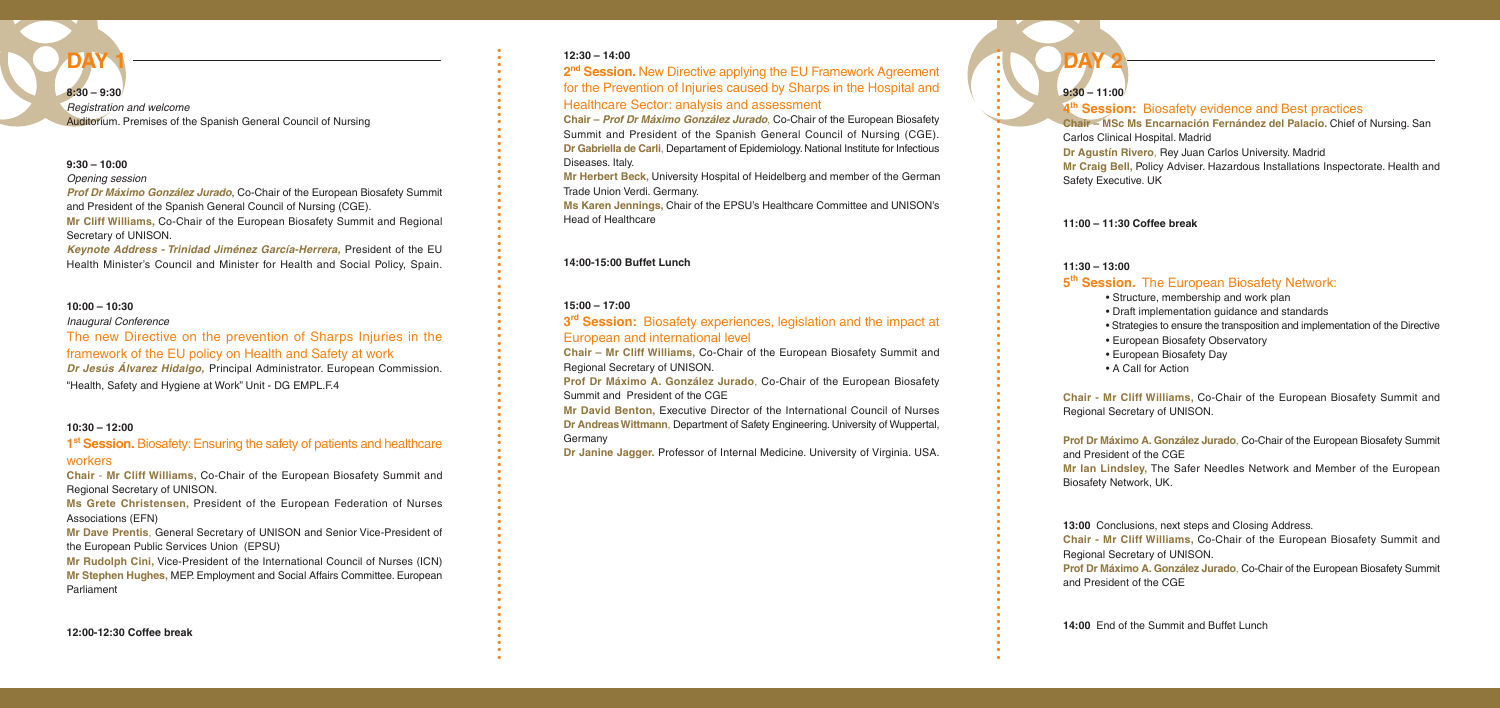# DAY 1

**8:30 – 9:30**

*Registration and welcome*

Auditorium. Premises of the Spanish General Council of Nursing

**9:30 – 10:00**

*Opening session*

***Prof Dr Máximo González Jurado***, Co-Chair of the European Biosafety Summit and President of the Spanish General Council of Nursing (CGE).

**Mr Cliff Williams**, Co-Chair of the European Biosafety Summit and Regional Secretary of UNISON.

***Keynote Address - Trinidad Jiménez García-Herrera***, President of the EU Health Minister's Council and Minister for Health and Social Policy, Spain.

**10:00 – 10:30**

*Inaugural Conference*

The new Directive on the prevention of Sharps Injuries in the framework of the EU policy on Health and Safety at work

***Dr Jesús Álvarez Hidalgo***, Principal Administrator. European Commission. "Health, Safety and Hygiene at Work" Unit - DG EMPL.F.4

**10:30 – 12:00**

**1st Session.** Biosafety: Ensuring the safety of patients and healthcare workers

**Chair** - **Mr Cliff Williams**, Co-Chair of the European Biosafety Summit and Regional Secretary of UNISON.

**Ms Grete Christensen**, President of the European Federation of Nurses Associations (EFN)

**Mr Dave Prentis**, General Secretary of UNISON and Senior Vice-President of the European Public Services Union (EPSU)

**Mr Rudolph Cini**, Vice-President of the International Council of Nurses (ICN)

**Mr Stephen Hughes**, MEP. Employment and Social Affairs Committee. European Parliament

**12:00-12:30 Coffee break**

**12:30 – 14:00**

**2nd Session.** New Directive applying the EU Framework Agreement for the Prevention of Injuries caused by Sharps in the Hospital and Healthcare Sector: analysis and assessment

**Chair** – ***Prof Dr Máximo González Jurado***, Co-Chair of the European Biosafety Summit and President of the Spanish General Council of Nursing (CGE).

**Dr Gabriella de Carli**, Departament of Epidemiology. National Institute for Infectious Diseases. Italy.

**Mr Herbert Beck**, University Hospital of Heidelberg and member of the German Trade Union Verdi. Germany.

**Ms Karen Jennings**, Chair of the EPSU's Healthcare Committee and UNISON's Head of Healthcare

**14:00-15:00 Buffet Lunch**

**15:00 – 17:00**

**3rd Session:** Biosafety experiences, legislation and the impact at European and international level

**Chair – Mr Cliff Williams**, Co-Chair of the European Biosafety Summit and Regional Secretary of UNISON.

**Prof Dr Máximo A. González Jurado**, Co-Chair of the European Biosafety Summit and President of the CGE

**Mr David Benton**, Executive Director of the International Council of Nurses

**Dr Andreas Wittmann**, Department of Safety Engineering. University of Wuppertal, Germany

**Dr Janine Jagger**. Professor of Internal Medicine. University of Virginia. USA.

# DAY 2

**9:30 – 11:00**

**4th Session:** Biosafety evidence and Best practices

**Chair – MSc Ms Encarnación Fernández del Palacio.** Chief of Nursing. San Carlos Clinical Hospital. Madrid

**Dr Agustín Rivero**, Rey Juan Carlos University. Madrid

**Mr Craig Bell**, Policy Adviser. Hazardous Installations Inspectorate. Health and Safety Executive. UK

**11:00 – 11:30 Coffee break**

**11:30 – 13:00**

**5th Session.** The European Biosafety Network:

- Structure, membership and work plan
- Draft implementation guidance and standards
- Strategies to ensure the transposition and implementation of the Directive
- European Biosafety Observatory
- European Biosafety Day
- A Call for Action

**Chair - Mr Cliff Williams**, Co-Chair of the European Biosafety Summit and Regional Secretary of UNISON.

**Prof Dr Máximo A. González Jurado**, Co-Chair of the European Biosafety Summit and President of the CGE

**Mr Ian Lindsley**, The Safer Needles Network and Member of the European Biosafety Network, UK.

**13:00** Conclusions, next steps and Closing Address.

**Chair - Mr Cliff Williams**, Co-Chair of the European Biosafety Summit and Regional Secretary of UNISON.

**Prof Dr Máximo A. González Jurado**, Co-Chair of the European Biosafety Summit and President of the CGE

**14:00** End of the Summit and Buffet Lunch